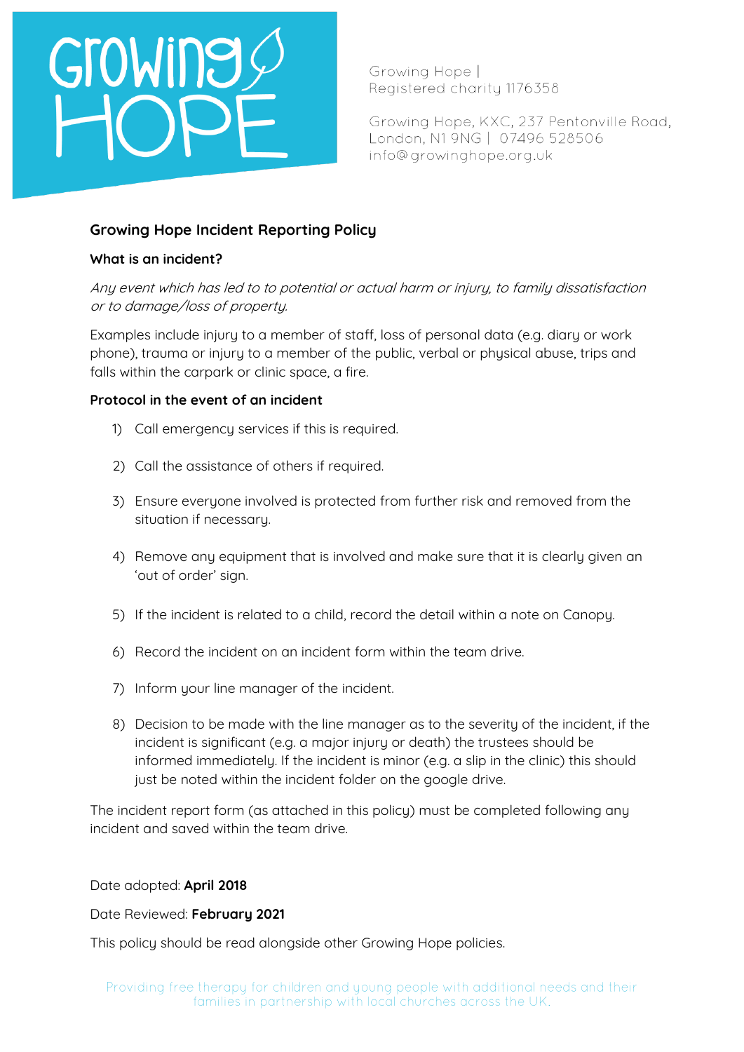Growing Hope |
Registered charity 1176358

Growing Hope, KXC, 237 Pentonville Road, London, N1 9NG | 07496 528506
info@growinghope.org.uk

## Growing Hope Incident Reporting Policy

### What is an incident?

*Any event which has led to to potential or actual harm or injury, to family dissatisfaction or to damage/loss of property.*

Examples include injury to a member of staff, loss of personal data (e.g. diary or work phone), trauma or injury to a member of the public, verbal or physical abuse, trips and falls within the carpark or clinic space, a fire.

### Protocol in the event of an incident

1) Call emergency services if this is required.

2) Call the assistance of others if required.

3) Ensure everyone involved is protected from further risk and removed from the situation if necessary.

4) Remove any equipment that is involved and make sure that it is clearly given an 'out of order' sign.

5) If the incident is related to a child, record the detail within a note on Canopy.

6) Record the incident on an incident form within the team drive.

7) Inform your line manager of the incident.

8) Decision to be made with the line manager as to the severity of the incident, if the incident is significant (e.g. a major injury or death) the trustees should be informed immediately. If the incident is minor (e.g. a slip in the clinic) this should just be noted within the incident folder on the google drive.

The incident report form (as attached in this policy) must be completed following any incident and saved within the team drive.

Date adopted: **April 2018**

Date Reviewed: **February 2021**

This policy should be read alongside other Growing Hope policies.

Providing free therapy for children and young people with additional needs and their families in partnership with local churches across the UK.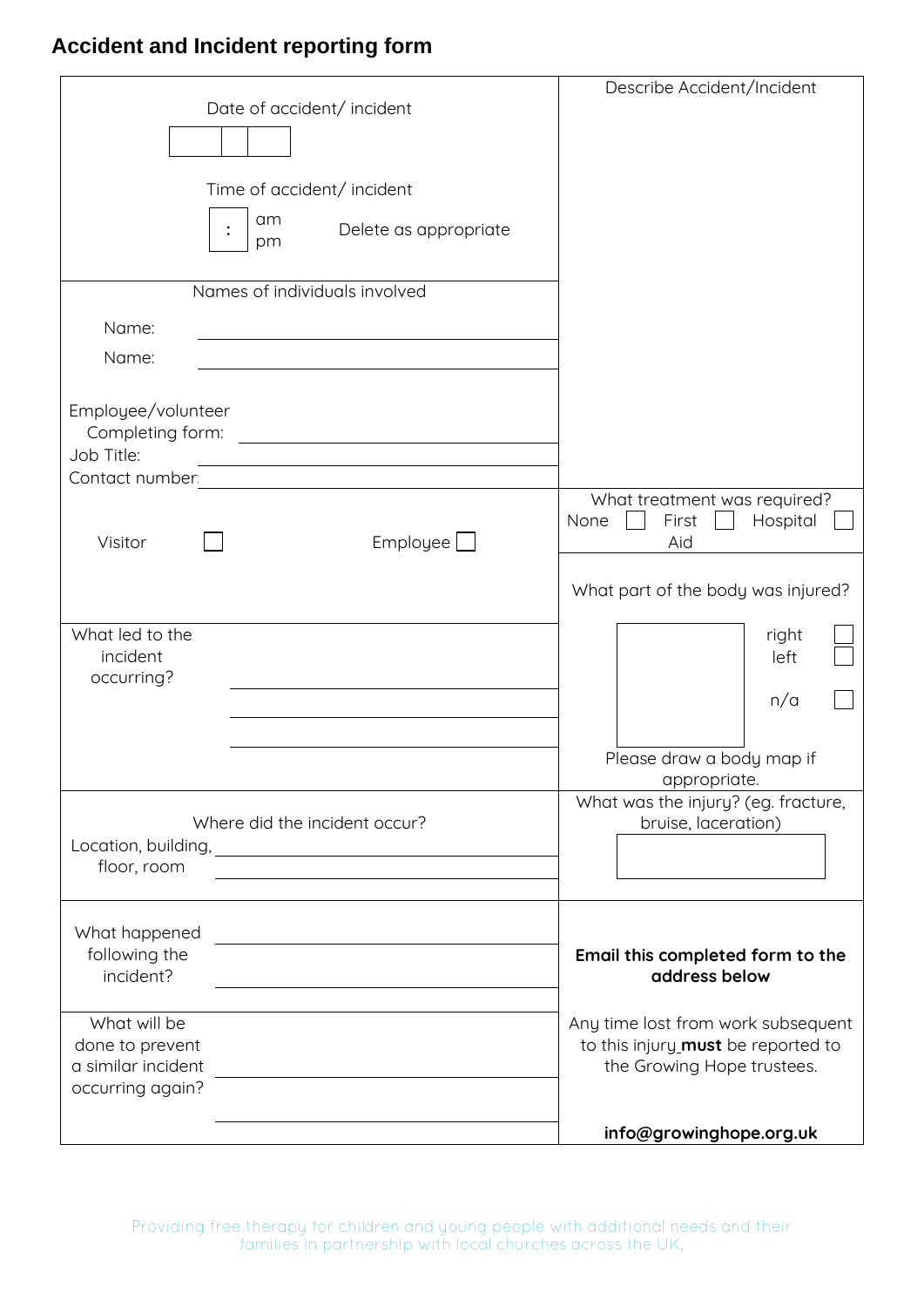# Accident and Incident reporting form

Date of accident/ incident

Time of accident/ incident

: am pm Delete as appropriate

Describe Accident/Incident

Names of individuals involved

Name:

Name:

Employee/volunteer Completing form:

Job Title:

Contact number:

Visitor ☐ Employee ☐

What treatment was required?

None ☐ First Aid ☐ Hospital ☐

What part of the body was injured?

right ☐

left ☐

n/a ☐

Please draw a body map if appropriate.

What led to the incident occurring?

Where did the incident occur?

Location, building, floor, room

What was the injury? (eg. fracture, bruise, laceration)

What happened following the incident?

**Email this completed form to the address below**

What will be done to prevent a similar incident occurring again?

Any time lost from work subsequent to this injury **must** be reported to the Growing Hope trustees.

**info@growinghope.org.uk**

Providing free therapy for children and young people with additional needs and their families in partnership with local churches across the UK.